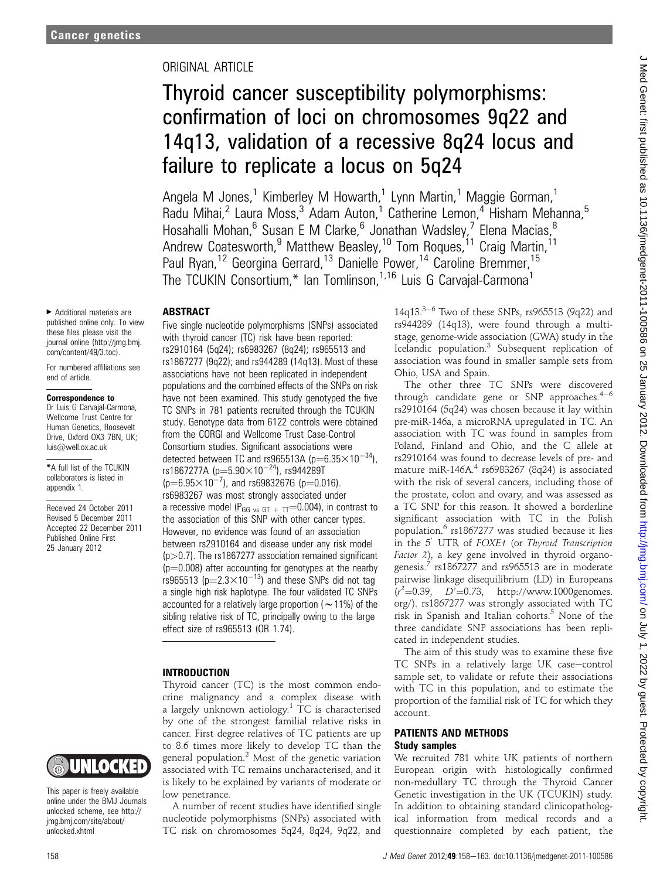Cancer genetics

ORIGINAL ARTICLE

# Thyroid cancer susceptibility polymorphisms: confirmation of loci on chromosomes 9q22 and 14q13, validation of a recessive 8q24 locus and failure to replicate a locus on 5q24

Angela M Jones,[1] Kimberley M Howarth,[1] Lynn Martin,[1] Maggie Gorman,[1] Radu Mihai,[2] Laura Moss,[3] Adam Auton,[1] Catherine Lemon,[4] Hisham Mehanna,[5] Hosahalli Mohan,[6] Susan E M Clarke,[6] Jonathan Wadsley,[7] Elena Macias,[8] Andrew Coatesworth,[9] Matthew Beasley,[10] Tom Roques,[11] Craig Martin,[11] Paul Ryan,[12] Georgina Gerrard,[13] Danielle Power,[14] Caroline Bremmer,[15] The TCUKIN Consortium,* Ian Tomlinson,[1,16] Luis G Carvajal-Carmona[1]

▶ Additional materials are published online only. To view these files please visit the journal online (http://jmg.bmj.com/content/49/3.toc).

For numbered affiliations see end of article.

**Correspondence to**
Dr Luis G Carvajal-Carmona, Wellcome Trust Centre for Human Genetics, Roosevelt Drive, Oxford OX3 7BN, UK; luis@well.ox.ac.uk

*A full list of the TCUKIN collaborators is listed in appendix 1.

Received 24 October 2011
Revised 5 December 2011
Accepted 22 December 2011
Published Online First 25 January 2012

This paper is freely available online under the BMJ Journals unlocked scheme, see http://jmg.bmj.com/site/about/unlocked.xhtml

## ABSTRACT

Five single nucleotide polymorphisms (SNPs) associated with thyroid cancer (TC) risk have been reported: rs2910164 (5q24); rs6983267 (8q24); rs965513 and rs1867277 (9q22); and rs944289 (14q13). Most of these associations have not been replicated in independent populations and the combined effects of the SNPs on risk have not been examined. This study genotyped the five TC SNPs in 781 patients recruited through the TCUKIN study. Genotype data from 6122 controls were obtained from the CORGI and Wellcome Trust Case-Control Consortium studies. Significant associations were detected between TC and rs965513A ($p=6.35\times10^{-34}$), rs1867277A ($p=5.90\times10^{-24}$), rs944289T ($p=6.95\times10^{-7}$), and rs6983267G ($p=0.016$). rs6983267 was most strongly associated under a recessive model ($P_{GG\ vs\ GT\ +\ TT}=0.004$), in contrast to the association of this SNP with other cancer types. However, no evidence was found of an association between rs2910164 and disease under any risk model ($p>0.7$). The rs1867277 association remained significant ($p=0.008$) after accounting for genotypes at the nearby rs965513 ($p=2.3\times10^{-13}$) and these SNPs did not tag a single high risk haplotype. The four validated TC SNPs accounted for a relatively large proportion (~11%) of the sibling relative risk of TC, principally owing to the large effect size of rs965513 (OR 1.74).

## INTRODUCTION

Thyroid cancer (TC) is the most common endocrine malignancy and a complex disease with a largely unknown aetiology.[1] TC is characterised by one of the strongest familial relative risks in cancer. First degree relatives of TC patients are up to 8.6 times more likely to develop TC than the general population.[2] Most of the genetic variation associated with TC remains uncharacterised, and it is likely to be explained by variants of moderate or low penetrance.

A number of recent studies have identified single nucleotide polymorphisms (SNPs) associated with TC risk on chromosomes 5q24, 8q24, 9q22, and 14q13.[3–6] Two of these SNPs, rs965513 (9q22) and rs944289 (14q13), were found through a multistage, genome-wide association (GWA) study in the Icelandic population.[3] Subsequent replication of association was found in smaller sample sets from Ohio, USA and Spain.

The other three TC SNPs were discovered through candidate gene or SNP approaches.[4–6] rs2910164 (5q24) was chosen because it lay within pre-miR-146a, a microRNA upregulated in TC. An association with TC was found in samples from Poland, Finland and Ohio, and the C allele at rs2910164 was found to decrease levels of pre- and mature miR-146A.[4] rs6983267 (8q24) is associated with the risk of several cancers, including those of the prostate, colon and ovary, and was assessed as a TC SNP for this reason. It showed a borderline significant association with TC in the Polish population.[6] rs1867277 was studied because it lies in the 5′ UTR of *FOXE1* (or *Thyroid Transcription Factor 2*), a key gene involved in thyroid organogenesis.[7] rs1867277 and rs965513 are in moderate pairwise linkage disequilibrium (LD) in Europeans ($r^2=0.39$, $D'=0.73$, http://www.1000genomes.org/). rs1867277 was strongly associated with TC risk in Spanish and Italian cohorts.[5] None of the three candidate SNP associations has been replicated in independent studies.

The aim of this study was to examine these five TC SNPs in a relatively large UK case–control sample set, to validate or refute their associations with TC in this population, and to estimate the proportion of the familial risk of TC for which they account.

## PATIENTS AND METHODS

### Study samples

We recruited 781 white UK patients of northern European origin with histologically confirmed non-medullary TC through the Thyroid Cancer Genetic investigation in the UK (TCUKIN) study. In addition to obtaining standard clinicopathological information from medical records and a questionnaire completed by each patient, the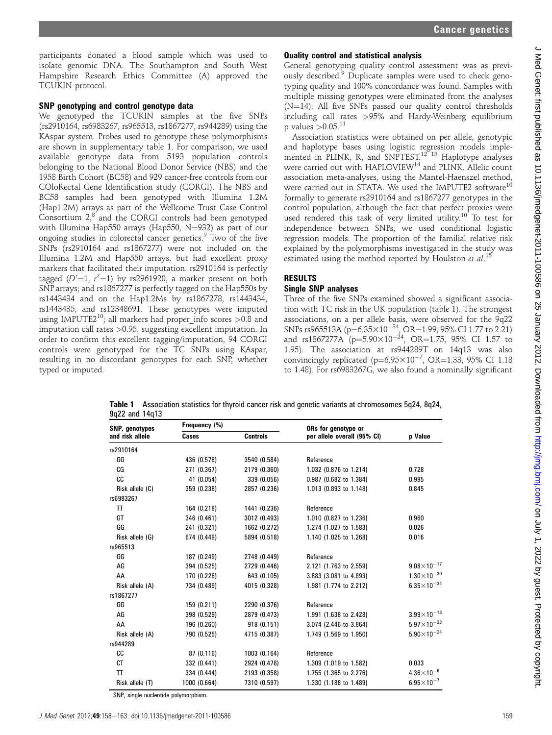participants donated a blood sample which was used to isolate genomic DNA. The Southampton and South West Hampshire Research Ethics Committee (A) approved the TCUKIN protocol.

### SNP genotyping and control genotype data

We genotyped the TCUKIN samples at the five SNPs (rs2910164, rs6983267, rs965513, rs1867277, rs944289) using the KAspar system. Probes used to genotype these polymorphisms are shown in supplementary table 1. For comparison, we used available genotype data from 5193 population controls belonging to the National Blood Donor Service (NBS) and the 1958 Birth Cohort (BC58) and 929 cancer-free controls from our COloRectal Gene Identification study (CORGI). The NBS and BC58 samples had been genotyped with Illumina 1.2M (Hap1.2M) arrays as part of the Wellcome Trust Case Control Consortium 2,[8] and the CORGI controls had been genotyped with Illumina Hap550 arrays (Hap550, N=932) as part of our ongoing studies in colorectal cancer genetics.[9] Two of the five SNPs (rs2910164 and rs1867277) were not included on the Illumina 1.2M and Hap550 arrays, but had excellent proxy markers that facilitated their imputation. rs2910164 is perfectly tagged ($D'=1$, $r^2=1$) by rs2961920, a marker present on both SNP arrays; and rs1867277 is perfectly tagged on the Hap550s by rs1443434 and on the Hap1.2Ms by rs1867278, rs1443434, rs1443435, and rs12348691. These genotypes were imputed using IMPUTE2[10]; all markers had proper_info scores >0.8 and imputation call rates >0.95, suggesting excellent imputation. In order to confirm this excellent tagging/imputation, 94 CORGI controls were genotyped for the TC SNPs using KAspar, resulting in no discordant genotypes for each SNP, whether typed or imputed.

### Quality control and statistical analysis

General genotyping quality control assessment was as previously described.[9] Duplicate samples were used to check genotyping quality and 100% concordance was found. Samples with multiple missing genotypes were eliminated from the analyses (N=14). All five SNPs passed our quality control thresholds including call rates >95% and Hardy-Weinberg equilibrium p values >0.05.[11]

Association statistics were obtained on per allele, genotypic and haplotype bases using logistic regression models implemented in PLINK, R, and SNPTEST.[12,13] Haplotype analyses were carried out with HAPLOVIEW[14] and PLINK. Allelic count association meta-analyses, using the Mantel-Haenszel method, were carried out in STATA. We used the IMPUTE2 software[10] formally to generate rs2910164 and rs1867277 genotypes in the control population, although the fact that perfect proxies were used rendered this task of very limited utility.[10] To test for independence between SNPs, we used conditional logistic regression models. The proportion of the familial relative risk explained by the polymorphisms investigated in the study was estimated using the method reported by Houlston *et al*.[15]

## RESULTS

### Single SNP analyses

Three of the five SNPs examined showed a significant association with TC risk in the UK population (table 1). The strongest associations, on a per allele basis, were observed for the 9q22 SNPs rs965513A ($p=6.35\times10^{-34}$, OR=1.99, 95% CI 1.77 to 2.21) and rs1867277A ($p=5.90\times10^{-24}$, OR=1.75, 95% CI 1.57 to 1.95). The association at rs944289T on 14q13 was also convincingly replicated ($p=6.95\times10^{-7}$, OR=1.33, 95% CI 1.18 to 1.48). For rs6983267G, we also found a nominally significant

**Table 1** Association statistics for thyroid cancer risk and genetic variants at chromosomes 5q24, 8q24, 9q22 and 14q13

| SNP, genotypes and risk allele | Frequency (%) | | ORs for genotype or per allele overall (95% CI) | p Value |
|---|---|---|---|---|
| | Cases | Controls | | |
| rs2910164 | | | | |
| GG | 436 (0.578) | 3540 (0.584) | Reference | |
| CG | 271 (0.367) | 2179 (0.360) | 1.032 (0.876 to 1.214) | 0.728 |
| CC | 41 (0.054) | 339 (0.056) | 0.987 (0.682 to 1.384) | 0.985 |
| Risk allele (C) | 359 (0.238) | 2857 (0.236) | 1.013 (0.893 to 1.148) | 0.845 |
| rs6983267 | | | | |
| TT | 164 (0.218) | 1441 (0.236) | Reference | |
| GT | 346 (0.461) | 3012 (0.493) | 1.010 (0.827 to 1.236) | 0.960 |
| GG | 241 (0.321) | 1662 (0.272) | 1.274 (1.027 to 1.583) | 0.026 |
| Risk allele (G) | 674 (0.449) | 5894 (0.518) | 1.140 (1.025 to 1.268) | 0.016 |
| rs965513 | | | | |
| GG | 187 (0.249) | 2748 (0.449) | Reference | |
| AG | 394 (0.525) | 2729 (0.446) | 2.121 (1.763 to 2.559) | $9.08\times10^{-17}$ |
| AA | 170 (0.226) | 643 (0.105) | 3.883 (3.081 to 4.893) | $1.30\times10^{-30}$ |
| Risk allele (A) | 734 (0.489) | 4015 (0.328) | 1.981 (1.774 to 2.212) | $6.35\times10^{-34}$ |
| rs1867277 | | | | |
| GG | 159 (0.211) | 2290 (0.376) | Reference | |
| AG | 398 (0.529) | 2879 (0.473) | 1.991 (1.638 to 2.428) | $3.99\times10^{-13}$ |
| AA | 196 (0.260) | 918 (0.151) | 3.074 (2.446 to 3.864) | $5.97\times10^{-23}$ |
| Risk allele (A) | 790 (0.525) | 4715 (0.387) | 1.749 (1.569 to 1.950) | $5.90\times10^{-24}$ |
| rs944289 | | | | |
| CC | 87 (0.116) | 1003 (0.164) | Reference | |
| CT | 332 (0.441) | 2924 (0.478) | 1.309 (1.019 to 1.582) | 0.033 |
| TT | 334 (0.444) | 2193 (0.358) | 1.755 (1.365 to 2.276) | $4.36\times10^{-6}$ |
| Risk allele (T) | 1000 (0.664) | 7310 (0.597) | 1.330 (1.188 to 1.489) | $6.95\times10^{-7}$ |

SNP, single nucleotide polymorphism.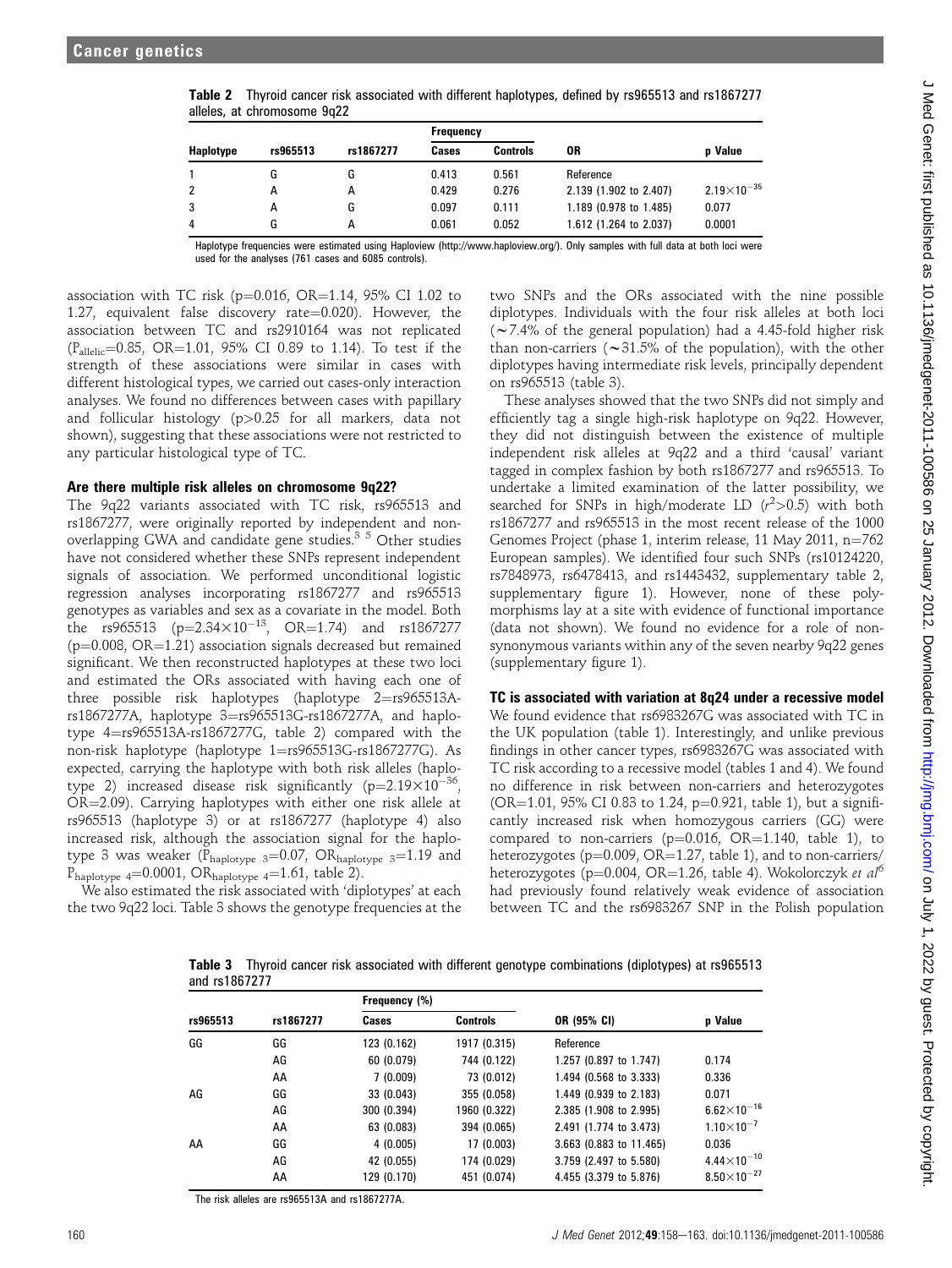**Table 2** Thyroid cancer risk associated with different haplotypes, defined by rs965513 and rs1867277 alleles, at chromosome 9q22

| Haplotype | rs965513 | rs1867277 | Frequency | | OR | p Value |
|---|---|---|---|---|---|---|
| | | | Cases | Controls | | |
| 1 | G | G | 0.413 | 0.561 | Reference | |
| 2 | A | A | 0.429 | 0.276 | 2.139 (1.902 to 2.407) | $2.19\times10^{-35}$ |
| 3 | A | G | 0.097 | 0.111 | 1.189 (0.978 to 1.485) | 0.077 |
| 4 | G | A | 0.061 | 0.052 | 1.612 (1.264 to 2.037) | 0.0001 |

Haplotype frequencies were estimated using Haploview (http://www.haploview.org/). Only samples with full data at both loci were used for the analyses (761 cases and 6085 controls).

association with TC risk (p=0.016, OR=1.14, 95% CI 1.02 to 1.27, equivalent false discovery rate=0.020). However, the association between TC and rs2910164 was not replicated ($P_{allelic}$=0.85, OR=1.01, 95% CI 0.89 to 1.14). To test if the strength of these associations were similar in cases with different histological types, we carried out cases-only interaction analyses. We found no differences between cases with papillary and follicular histology (p>0.25 for all markers, data not shown), suggesting that these associations were not restricted to any particular histological type of TC.

### Are there multiple risk alleles on chromosome 9q22?

The 9q22 variants associated with TC risk, rs965513 and rs1867277, were originally reported by independent and non-overlapping GWA and candidate gene studies.[3 5] Other studies have not considered whether these SNPs represent independent signals of association. We performed unconditional logistic regression analyses incorporating rs1867277 and rs965513 genotypes as variables and sex as a covariate in the model. Both the rs965513 (p=$2.34\times10^{-13}$, OR=1.74) and rs1867277 (p=0.008, OR=1.21) association signals decreased but remained significant. We then reconstructed haplotypes at these two loci and estimated the ORs associated with having each one of three possible risk haplotypes (haplotype 2=rs965513A-rs1867277A, haplotype 3=rs965513G-rs1867277A, and haplotype 4=rs965513A-rs1867277G, table 2) compared with the non-risk haplotype (haplotype 1=rs965513G-rs1867277G). As expected, carrying the haplotype with both risk alleles (haplotype 2) increased disease risk significantly (p=$2.19\times10^{-36}$, OR=2.09). Carrying haplotypes with either one risk allele at rs965513 (haplotype 3) or at rs1867277 (haplotype 4) also increased risk, although the association signal for the haplotype 3 was weaker ($P_{haplotype\ 3}$=0.07, $OR_{haplotype\ 3}$=1.19 and $P_{haplotype\ 4}$=0.0001, $OR_{haplotype\ 4}$=1.61, table 2).

We also estimated the risk associated with 'diplotypes' at each the two 9q22 loci. Table 3 shows the genotype frequencies at the two SNPs and the ORs associated with the nine possible diplotypes. Individuals with the four risk alleles at both loci (~7.4% of the general population) had a 4.45-fold higher risk than non-carriers (~31.5% of the population), with the other diplotypes having intermediate risk levels, principally dependent on rs965513 (table 3).

These analyses showed that the two SNPs did not simply and efficiently tag a single high-risk haplotype on 9q22. However, they did not distinguish between the existence of multiple independent risk alleles at 9q22 and a third 'causal' variant tagged in complex fashion by both rs1867277 and rs965513. To undertake a limited examination of the latter possibility, we searched for SNPs in high/moderate LD ($r^2$>0.5) with both rs1867277 and rs965513 in the most recent release of the 1000 Genomes Project (phase 1, interim release, 11 May 2011, n=762 European samples). We identified four such SNPs (rs10124220, rs7848973, rs6478413, and rs1443432, supplementary table 2, supplementary figure 1). However, none of these polymorphisms lay at a site with evidence of functional importance (data not shown). We found no evidence for a role of non-synonymous variants within any of the seven nearby 9q22 genes (supplementary figure 1).

### TC is associated with variation at 8q24 under a recessive model

We found evidence that rs6983267G was associated with TC in the UK population (table 1). Interestingly, and unlike previous findings in other cancer types, rs6983267G was associated with TC risk according to a recessive model (tables 1 and 4). We found no difference in risk between non-carriers and heterozygotes (OR=1.01, 95% CI 0.83 to 1.24, p=0.921, table 1), but a significantly increased risk when homozygous carriers (GG) were compared to non-carriers (p=0.016, OR=1.140, table 1), to heterozygotes (p=0.009, OR=1.27, table 1), and to non-carriers/heterozygotes (p=0.004, OR=1.26, table 4). Wokolorczyk *et al*[6] had previously found relatively weak evidence of association between TC and the rs6983267 SNP in the Polish population

**Table 3** Thyroid cancer risk associated with different genotype combinations (diplotypes) at rs965513 and rs1867277

| rs965513 | rs1867277 | Frequency (%) | | OR (95% CI) | p Value |
|---|---|---|---|---|---|
| | | Cases | Controls | | |
| GG | GG | 123 (0.162) | 1917 (0.315) | Reference | |
| | AG | 60 (0.079) | 744 (0.122) | 1.257 (0.897 to 1.747) | 0.174 |
| | AA | 7 (0.009) | 73 (0.012) | 1.494 (0.568 to 3.333) | 0.336 |
| AG | GG | 33 (0.043) | 355 (0.058) | 1.449 (0.939 to 2.183) | 0.071 |
| | AG | 300 (0.394) | 1960 (0.322) | 2.385 (1.908 to 2.995) | $6.62\times10^{-16}$ |
| | AA | 63 (0.083) | 394 (0.065) | 2.491 (1.774 to 3.473) | $1.10\times10^{-7}$ |
| AA | GG | 4 (0.005) | 17 (0.003) | 3.663 (0.883 to 11.465) | 0.036 |
| | AG | 42 (0.055) | 174 (0.029) | 3.759 (2.497 to 5.580) | $4.44\times10^{-10}$ |
| | AA | 129 (0.170) | 451 (0.074) | 4.455 (3.379 to 5.876) | $8.50\times10^{-27}$ |

The risk alleles are rs965513A and rs1867277A.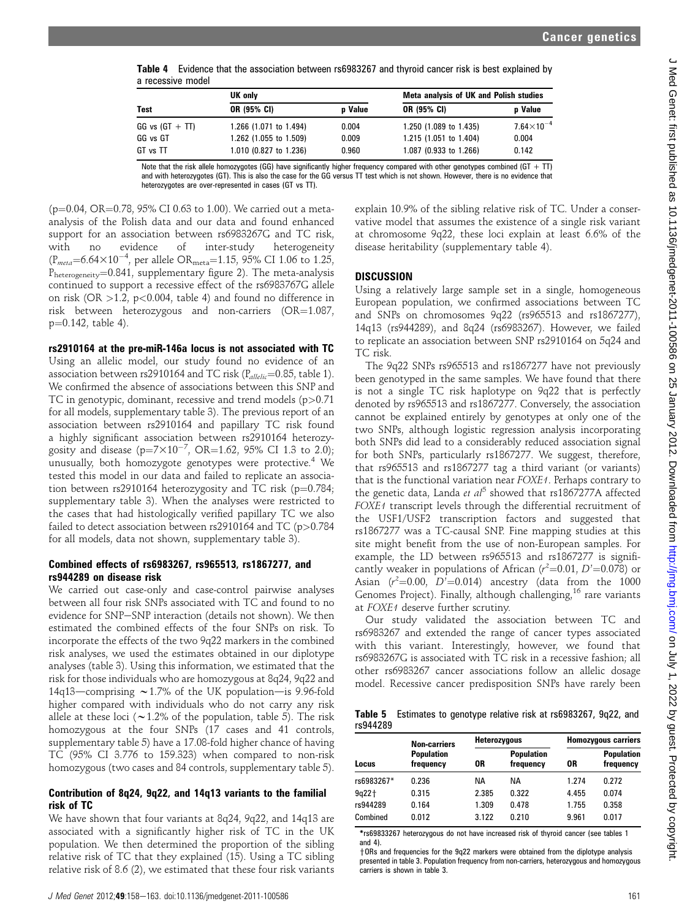**Table 4** Evidence that the association between rs6983267 and thyroid cancer risk is best explained by a recessive model

| Test | UK only | | Meta analysis of UK and Polish studies | |
|---|---|---|---|---|
| | OR (95% CI) | p Value | OR (95% CI) | p Value |
| GG vs (GT + TT) | 1.266 (1.071 to 1.494) | 0.004 | 1.250 (1.089 to 1.435) | $7.64\times10^{-4}$ |
| GG vs GT | 1.262 (1.055 to 1.509) | 0.009 | 1.215 (1.051 to 1.404) | 0.004 |
| GT vs TT | 1.010 (0.827 to 1.236) | 0.960 | 1.087 (0.933 to 1.266) | 0.142 |

Note that the risk allele homozygotes (GG) have significantly higher frequency compared with other genotypes combined (GT + TT) and with heterozygotes (GT). This is also the case for the GG versus TT test which is not shown. However, there is no evidence that heterozygotes are over-represented in cases (GT vs TT).

(p=0.04, OR=0.78, 95% CI 0.63 to 1.00). We carried out a meta-analysis of the Polish data and our data and found enhanced support for an association between rs6983267G and TC risk, with no evidence of inter-study heterogeneity ($P_{meta}=6.64\times10^{-4}$, per allele $OR_{meta}=1.15$, 95% CI 1.06 to 1.25, $P_{heterogeneity}=0.841$, supplementary figure 2). The meta-analysis continued to support a recessive effect of the rs6983767G allele on risk (OR >1.2, p<0.004, table 4) and found no difference in risk between heterozygous and non-carriers (OR=1.087, p=0.142, table 4).

### rs2910164 at the pre-miR-146a locus is not associated with TC

Using an allelic model, our study found no evidence of an association between rs2910164 and TC risk ($P_{allelic}=0.85$, table 1). We confirmed the absence of associations between this SNP and TC in genotypic, dominant, recessive and trend models (p>0.71 for all models, supplementary table 3). The previous report of an association between rs2910164 and papillary TC risk found a highly significant association between rs2910164 heterozygosity and disease ($p=7\times10^{-7}$, OR=1.62, 95% CI 1.3 to 2.0); unusually, both homozygote genotypes were protective.[4] We tested this model in our data and failed to replicate an association between rs2910164 heterozygosity and TC risk (p=0.784; supplementary table 3). When the analyses were restricted to the cases that had histologically verified papillary TC we also failed to detect association between rs2910164 and TC (p>0.784 for all models, data not shown, supplementary table 3).

### Combined effects of rs6983267, rs965513, rs1867277, and rs944289 on disease risk

We carried out case-only and case-control pairwise analyses between all four risk SNPs associated with TC and found to no evidence for SNP–SNP interaction (details not shown). We then estimated the combined effects of the four SNPs on risk. To incorporate the effects of the two 9q22 markers in the combined risk analyses, we used the estimates obtained in our diplotype analyses (table 3). Using this information, we estimated that the risk for those individuals who are homozygous at 8q24, 9q22 and 14q13—comprising ~1.7% of the UK population—is 9.96-fold higher compared with individuals who do not carry any risk allele at these loci (~1.2% of the population, table 5). The risk homozygous at the four SNPs (17 cases and 41 controls, supplementary table 5) have a 17.08-fold higher chance of having TC (95% CI 3.776 to 159.323) when compared to non-risk homozygous (two cases and 84 controls, supplementary table 5).

### Contribution of 8q24, 9q22, and 14q13 variants to the familial risk of TC

We have shown that four variants at 8q24, 9q22, and 14q13 are associated with a significantly higher risk of TC in the UK population. We then determined the proportion of the sibling relative risk of TC that they explained (15). Using a TC sibling relative risk of 8.6 (2), we estimated that these four risk variants explain 10.9% of the sibling relative risk of TC. Under a conservative model that assumes the existence of a single risk variant at chromosome 9q22, these loci explain at least 6.6% of the disease heritability (supplementary table 4).

## DISCUSSION

Using a relatively large sample set in a single, homogeneous European population, we confirmed associations between TC and SNPs on chromosomes 9q22 (rs965513 and rs1867277), 14q13 (rs944289), and 8q24 (rs6983267). However, we failed to replicate an association between SNP rs2910164 on 5q24 and TC risk.

The 9q22 SNPs rs965513 and rs1867277 have not previously been genotyped in the same samples. We have found that there is not a single TC risk haplotype on 9q22 that is perfectly denoted by rs965513 and rs1867277. Conversely, the association cannot be explained entirely by genotypes at only one of the two SNPs, although logistic regression analysis incorporating both SNPs did lead to a considerably reduced association signal for both SNPs, particularly rs1867277. We suggest, therefore, that rs965513 and rs1867277 tag a third variant (or variants) that is the functional variation near *FOXE1*. Perhaps contrary to the genetic data, Landa *et al*[5] showed that rs1867277A affected *FOXE1* transcript levels through the differential recruitment of the USF1/USF2 transcription factors and suggested that rs1867277 was a TC-causal SNP. Fine mapping studies at this site might benefit from the use of non-European samples. For example, the LD between rs965513 and rs1867277 is significantly weaker in populations of African ($r^2=0.01$, $D'=0.078$) or Asian ($r^2=0.00$, $D'=0.014$) ancestry (data from the 1000 Genomes Project). Finally, although challenging,[16] rare variants at *FOXE1* deserve further scrutiny.

Our study validated the association between TC and rs6983267 and extended the range of cancer types associated with this variant. Interestingly, however, we found that rs6983267G is associated with TC risk in a recessive fashion; all other rs6983267 cancer associations follow an allelic dosage model. Recessive cancer predisposition SNPs have rarely been

**Table 5** Estimates to genotype relative risk at rs6983267, 9q22, and rs944289

| Locus | Non-carriers | Heterozygous | | Homozygous carriers | |
|---|---|---|---|---|---|
| | Population frequency | OR | Population frequency | OR | Population frequency |
| rs6983267* | 0.236 | NA | NA | 1.274 | 0.272 |
| 9q22† | 0.315 | 2.385 | 0.322 | 4.455 | 0.074 |
| rs944289 | 0.164 | 1.309 | 0.478 | 1.755 | 0.358 |
| Combined | 0.012 | 3.122 | 0.210 | 9.961 | 0.017 |

*rs69833267 heterozygous do not have increased risk of thyroid cancer (see tables 1 and 4).
†ORs and frequencies for the 9q22 markers were obtained from the diplotype analysis presented in table 3. Population frequency from non-carriers, heterozygous and homozygous carriers is shown in table 3.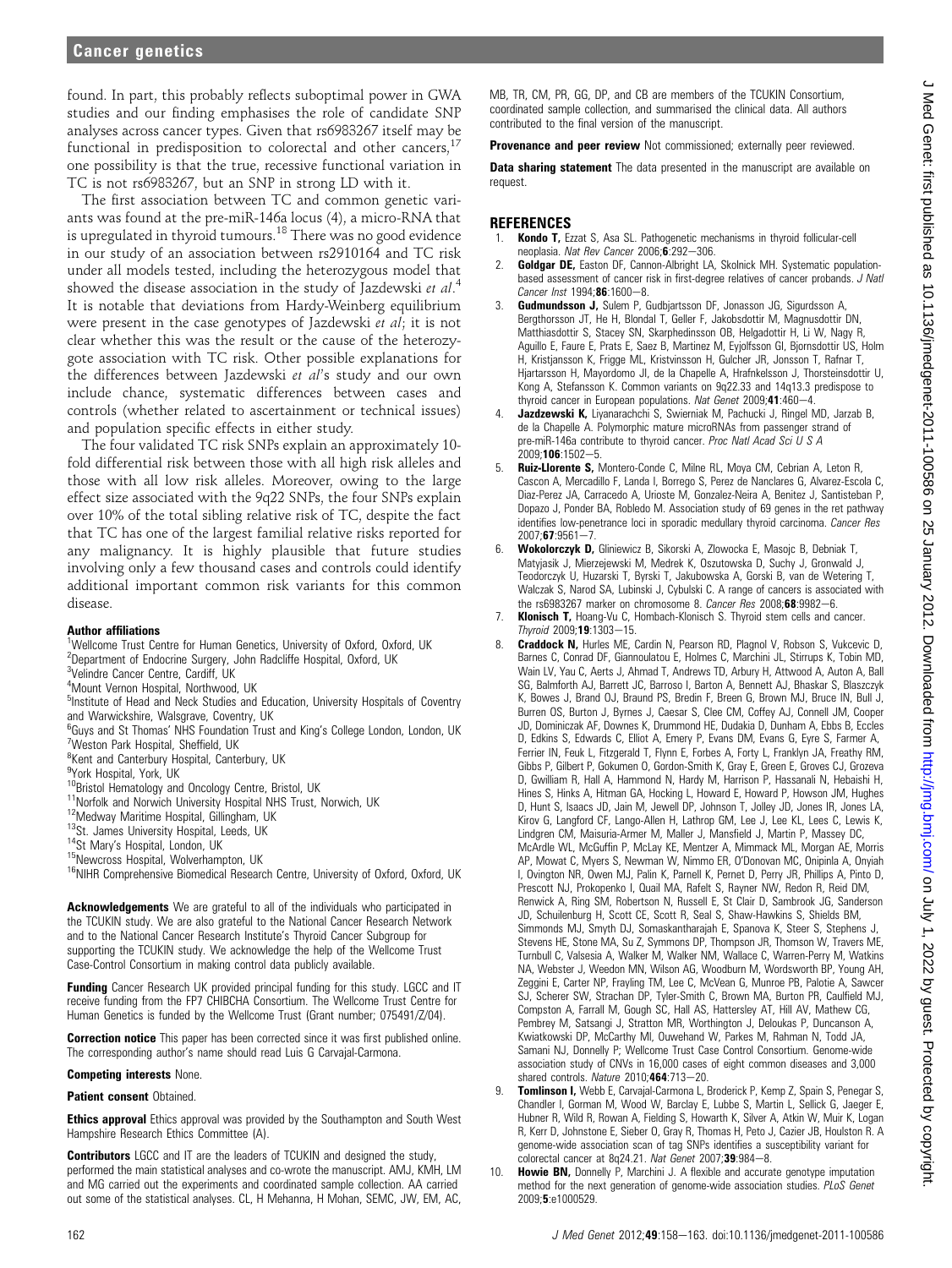found. In part, this probably reflects suboptimal power in GWA studies and our finding emphasises the role of candidate SNP analyses across cancer types. Given that rs6983267 itself may be functional in predisposition to colorectal and other cancers,[17] one possibility is that the true, recessive functional variation in TC is not rs6983267, but an SNP in strong LD with it.

The first association between TC and common genetic variants was found at the pre-miR-146a locus (4), a micro-RNA that is upregulated in thyroid tumours.[18] There was no good evidence in our study of an association between rs2910164 and TC risk under all models tested, including the heterozygous model that showed the disease association in the study of Jazdewski *et al*.[4] It is notable that deviations from Hardy-Weinberg equilibrium were present in the case genotypes of Jazdewski *et al*; it is not clear whether this was the result or the cause of the heterozygote association with TC risk. Other possible explanations for the differences between Jazdewski *et al*'s study and our own include chance, systematic differences between cases and controls (whether related to ascertainment or technical issues) and population specific effects in either study.

The four validated TC risk SNPs explain an approximately 10-fold differential risk between those with all high risk alleles and those with all low risk alleles. Moreover, owing to the large effect size associated with the 9q22 SNPs, the four SNPs explain over 10% of the total sibling relative risk of TC, despite the fact that TC has one of the largest familial relative risks reported for any malignancy. It is highly plausible that future studies involving only a few thousand cases and controls could identify additional important common risk variants for this common disease.

#### Author affiliations

[1]Wellcome Trust Centre for Human Genetics, University of Oxford, Oxford, UK
[2]Department of Endocrine Surgery, John Radcliffe Hospital, Oxford, UK
[3]Velindre Cancer Centre, Cardiff, UK
[4]Mount Vernon Hospital, Northwood, UK
[5]Institute of Head and Neck Studies and Education, University Hospitals of Coventry and Warwickshire, Walsgrave, Coventry, UK
[6]Guys and St Thomas' NHS Foundation Trust and King's College London, London, UK
[7]Weston Park Hospital, Sheffield, UK
[8]Kent and Canterbury Hospital, Canterbury, UK
[9]York Hospital, York, UK
[10]Bristol Hematology and Oncology Centre, Bristol, UK
[11]Norfolk and Norwich University Hospital NHS Trust, Norwich, UK
[12]Medway Maritime Hospital, Gillingham, UK
[13]St. James University Hospital, Leeds, UK
[14]St Mary's Hospital, London, UK
[15]Newcross Hospital, Wolverhampton, UK
[16]NIHR Comprehensive Biomedical Research Centre, University of Oxford, Oxford, UK

**Acknowledgements** We are grateful to all of the individuals who participated in the TCUKIN study. We are also grateful to the National Cancer Research Network and to the National Cancer Research Institute's Thyroid Cancer Subgroup for supporting the TCUKIN study. We acknowledge the help of the Wellcome Trust Case-Control Consortium in making control data publicly available.

**Funding** Cancer Research UK provided principal funding for this study. LGCC and IT receive funding from the FP7 CHIBCHA Consortium. The Wellcome Trust Centre for Human Genetics is funded by the Wellcome Trust (Grant number; 075491/Z/04).

**Correction notice** This paper has been corrected since it was first published online. The corresponding author's name should read Luis G Carvajal-Carmona.

**Competing interests** None.

**Patient consent** Obtained.

**Ethics approval** Ethics approval was provided by the Southampton and South West Hampshire Research Ethics Committee (A).

**Contributors** LGCC and IT are the leaders of TCUKIN and designed the study, performed the main statistical analyses and co-wrote the manuscript. AMJ, KMH, LM and MG carried out the experiments and coordinated sample collection. AA carried out some of the statistical analyses. CL, H Mehanna, H Mohan, SEMC, JW, EM, AC, MB, TR, CM, PR, GG, DP, and CB are members of the TCUKIN Consortium, coordinated sample collection, and summarised the clinical data. All authors contributed to the final version of the manuscript.

**Provenance and peer review** Not commissioned; externally peer reviewed.

**Data sharing statement** The data presented in the manuscript are available on request.

## REFERENCES

1. **Kondo T**, Ezzat S, Asa SL. Pathogenetic mechanisms in thyroid follicular-cell neoplasia. *Nat Rev Cancer* 2006;**6**:292–306.
2. **Goldgar DE**, Easton DF, Cannon-Albright LA, Skolnick MH. Systematic population-based assessment of cancer risk in first-degree relatives of cancer probands. *J Natl Cancer Inst* 1994;**86**:1600–8.
3. **Gudmundsson J**, Sulem P, Gudbjartsson DF, Jonasson JG, Sigurdsson A, Bergthorsson JT, He H, Blondal T, Geller F, Jakobsdottir M, Magnusdottir DN, Matthiasdottir S, Stacey SN, Skarphedinsson OB, Helgadottir H, Li W, Nagy R, Aguillo E, Faure E, Prats E, Saez B, Martinez M, Eyjolfsson GI, Bjornsdottir US, Holm H, Kristjansson K, Frigge ML, Kristvinsson H, Gulcher JR, Jonsson T, Rafnar T, Hjartarsson H, Mayordomo JI, de la Chapelle A, Hrafnkelsson J, Thorsteinsdottir U, Kong A, Stefansson K. Common variants on 9q22.33 and 14q13.3 predispose to thyroid cancer in European populations. *Nat Genet* 2009;**41**:460–4.
4. **Jazdzewski K**, Liyanarachchi S, Swierniak M, Pachucki J, Ringel MD, Jarzab B, de la Chapelle A. Polymorphic mature microRNAs from passenger strand of pre-miR-146a contribute to thyroid cancer. *Proc Natl Acad Sci U S A* 2009;**106**:1502–5.
5. **Ruiz-Llorente S**, Montero-Conde C, Milne RL, Moya CM, Cebrian A, Leton R, Cascon A, Mercadillo F, Landa I, Borrego S, Perez de Nanclares G, Alvarez-Escola C, Diaz-Perez JA, Carracedo A, Urioste M, Gonzalez-Neira A, Benitez J, Santisteban P, Dopazo J, Ponder BA, Robledo M. Association study of 69 genes in the ret pathway identifies low-penetrance loci in sporadic medullary thyroid carcinoma. *Cancer Res* 2007;**67**:9561–7.
6. **Wokolorczyk D**, Gliniewicz B, Sikorski A, Zlowocka E, Masojc B, Debniak T, Matyjasik J, Mierzejewski M, Medrek K, Oszutowska D, Suchy J, Gronwald J, Teodorczyk U, Huzarski T, Byrski T, Jakubowska A, Gorski B, van de Wetering T, Walczak S, Narod SA, Lubinski J, Cybulski C. A range of cancers is associated with the rs6983267 marker on chromosome 8. *Cancer Res* 2008;**68**:9982–6.
7. **Klonisch T**, Hoang-Vu C, Hombach-Klonisch S. Thyroid stem cells and cancer. *Thyroid* 2009;**19**:1303–15.
8. **Craddock N**, Hurles ME, Cardin N, Pearson RD, Plagnol V, Robson S, Vukcevic D, Barnes C, Conrad DF, Giannoulatou E, Holmes C, Marchini JL, Stirrups K, Tobin MD, Wain LV, Yau C, Aerts J, Ahmad T, Andrews TD, Arbury H, Attwood A, Auton A, Ball SG, Balmforth AJ, Barrett JC, Barroso I, Barton A, Bennett AJ, Bhaskar S, Blaszczyk K, Bowes J, Brand OJ, Braund PS, Bredin F, Breen G, Brown MJ, Bruce IN, Bull J, Burren OS, Burton J, Byrnes J, Caesar S, Clee CM, Coffey AJ, Connell JM, Cooper JD, Dominiczak AF, Downes K, Drummond HE, Dudakia D, Dunham A, Ebbs B, Eccles D, Edkins S, Edwards C, Elliot A, Emery P, Evans DM, Evans G, Eyre S, Farmer A, Ferrier IN, Feuk L, Fitzgerald T, Flynn E, Forbes A, Forty L, Franklyn JA, Freathy RM, Gibbs P, Gilbert P, Gokumen O, Gordon-Smith K, Gray E, Green E, Groves CJ, Grozeva D, Gwilliam R, Hall A, Hammond N, Hardy M, Harrison P, Hassanali N, Hebaishi H, Hines S, Hinks A, Hitman GA, Hocking L, Howard E, Howard P, Howson JM, Hughes D, Hunt S, Isaacs JD, Jain M, Jewell DP, Johnson T, Jolley JD, Jones IR, Jones LA, Kirov G, Langford CF, Lango-Allen H, Lathrop GM, Lee J, Lee KL, Lees C, Lewis K, Lindgren CM, Maisuria-Armer M, Maller J, Mansfield J, Martin P, Massey DC, McArdle WL, McGuffin P, McLay KE, Mentzer A, Mimmack ML, Morgan AE, Morris AP, Mowat C, Myers S, Newman W, Nimmo ER, O'Donovan MC, Onipinla A, Onyiah I, Ovington NR, Owen MJ, Palin K, Parnell K, Pernet D, Perry JR, Phillips A, Pinto D, Prescott NJ, Prokopenko I, Quail MA, Rafelt S, Rayner NW, Redon R, Reid DM, Renwick A, Ring SM, Robertson N, Russell E, St Clair D, Sambrook JG, Sanderson JD, Schuilenburg H, Scott CE, Scott R, Seal S, Shaw-Hawkins S, Shields BM, Simmonds MJ, Smyth DJ, Somaskantharajah E, Spanova K, Steer S, Stephens J, Stevens HE, Stone MA, Su Z, Symmons DP, Thompson JR, Thomson W, Travers ME, Turnbull C, Valsesia A, Walker M, Walker NM, Wallace C, Warren-Perry M, Watkins NA, Webster J, Weedon MN, Wilson AG, Woodburn M, Wordsworth BP, Young AH, Zeggini E, Carter NP, Frayling TM, Lee C, McVean G, Munroe PB, Palotie A, Sawcer SJ, Scherer SW, Strachan DP, Tyler-Smith C, Brown MA, Burton PR, Caulfield MJ, Compston A, Farrall M, Gough SC, Hall AS, Hattersley AT, Hill AV, Mathew CG, Pembrey M, Satsangi J, Stratton MR, Worthington J, Deloukas P, Duncanson A, Kwiatkowski DP, McCarthy MI, Ouwehand W, Parkes M, Rahman N, Todd JA, Samani NJ, Donnelly P; Wellcome Trust Case Control Consortium. Genome-wide association study of CNVs in 16,000 cases of eight common diseases and 3,000 shared controls. *Nature* 2010;**464**:713–20.
9. **Tomlinson I**, Webb E, Carvajal-Carmona L, Broderick P, Kemp Z, Spain S, Penegar S, Chandler I, Gorman M, Wood W, Barclay E, Lubbe S, Martin L, Sellick G, Jaeger E, Hubner R, Wild R, Rowan A, Fielding S, Howarth K, Silver A, Atkin W, Muir K, Logan R, Kerr D, Johnstone E, Sieber O, Gray R, Thomas H, Peto J, Cazier JB, Houlston R. A genome-wide association scan of tag SNPs identifies a susceptibility variant for colorectal cancer at 8q24.21. *Nat Genet* 2007;**39**:984–8.
10. **Howie BN**, Donnelly P, Marchini J. A flexible and accurate genotype imputation method for the next generation of genome-wide association studies. *PLoS Genet* 2009;**5**:e1000529.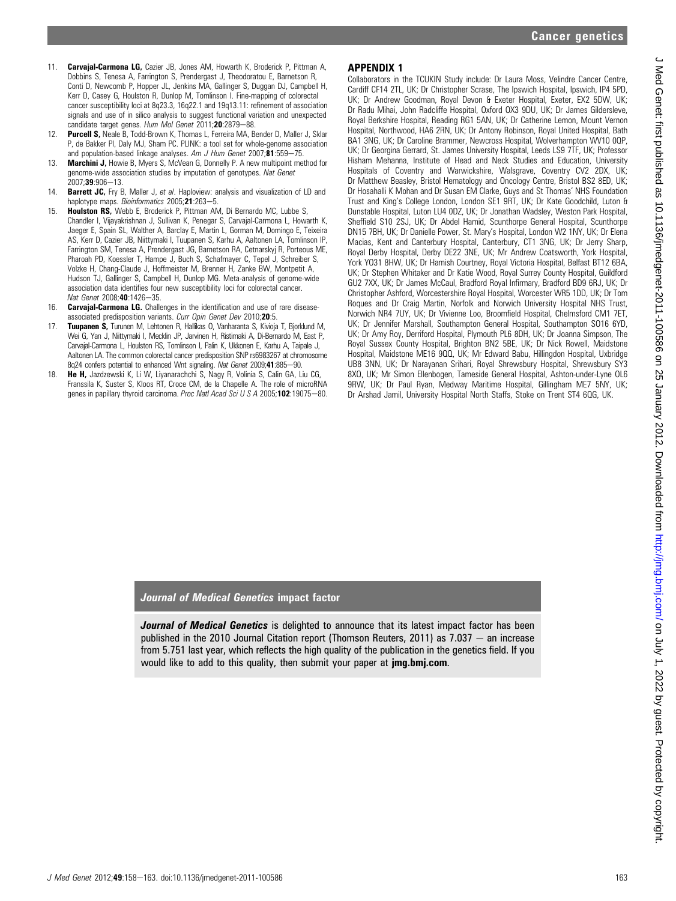11. **Carvajal-Carmona LG,** Cazier JB, Jones AM, Howarth K, Broderick P, Pittman A, Dobbins S, Tenesa A, Farrington S, Prendergast J, Theodoratou E, Barnetson R, Conti D, Newcomb P, Hopper JL, Jenkins MA, Gallinger S, Duggan DJ, Campbell H, Kerr D, Casey G, Houlston R, Dunlop M, Tomlinson I. Fine-mapping of colorectal cancer susceptibility loci at 8q23.3, 16q22.1 and 19q13.11: refinement of association signals and use of in silico analysis to suggest functional variation and unexpected candidate target genes. *Hum Mol Genet* 2011;**20**:2879—88.
12. **Purcell S,** Neale B, Todd-Brown K, Thomas L, Ferreira MA, Bender D, Maller J, Sklar P, de Bakker PI, Daly MJ, Sham PC. PLINK: a tool set for whole-genome association and population-based linkage analyses. *Am J Hum Genet* 2007;**81**:559—75.
13. **Marchini J,** Howie B, Myers S, McVean G, Donnelly P. A new multipoint method for genome-wide association studies by imputation of genotypes. *Nat Genet* 2007;**39**:906—13.
14. **Barrett JC,** Fry B, Maller J, *et al*. Haploview: analysis and visualization of LD and haplotype maps. *Bioinformatics* 2005;**21**:263—5.
15. **Houlston RS,** Webb E, Broderick P, Pittman AM, Di Bernardo MC, Lubbe S, Chandler I, Vijayakrishnan J, Sullivan K, Penegar S, Carvajal-Carmona L, Howarth K, Jaeger E, Spain SL, Walther A, Barclay E, Martin L, Gorman M, Domingo E, Teixeira AS, Kerr D, Cazier JB, Niittymaki I, Tuupanen S, Karhu A, Aaltonen LA, Tomlinson IP, Farrington SM, Tenesa A, Prendergast JG, Barnetson RA, Cetnarskyj R, Porteous ME, Pharoah PD, Koessler T, Hampe J, Buch S, Schafmayer C, Tepel J, Schreiber S, Volzke H, Chang-Claude J, Hoffmeister M, Brenner H, Zanke BW, Montpetit A, Hudson TJ, Gallinger S, Campbell H, Dunlop MG. Meta-analysis of genome-wide association data identifies four new susceptibility loci for colorectal cancer. *Nat Genet* 2008;**40**:1426—35.
16. **Carvajal-Carmona LG.** Challenges in the identification and use of rare disease-associated predisposition variants. *Curr Opin Genet Dev* 2010;**20**:5.
17. **Tuupanen S,** Turunen M, Lehtonen R, Hallikas O, Vanharanta S, Kivioja T, Bjorklund M, Wei G, Yan J, Niittymaki I, Mecklin JP, Jarvinen H, Ristimaki A, Di-Bernardo M, East P, Carvajal-Carmona L, Houlston RS, Tomlinson I, Palin K, Ukkonen E, Karhu A, Taipale J, Aaltonen LA. The common colorectal cancer predisposition SNP rs6983267 at chromosome 8q24 confers potential to enhanced Wnt signaling. *Nat Genet* 2009;**41**:885—90.
18. **He H,** Jazdzewski K, Li W, Liyanarachchi S, Nagy R, Volinia S, Calin GA, Liu CG, Franssila K, Suster S, Kloos RT, Croce CM, de la Chapelle A. The role of microRNA genes in papillary thyroid carcinoma. *Proc Natl Acad Sci U S A* 2005;**102**:19075—80.

## APPENDIX 1

Collaborators in the TCUKIN Study include: Dr Laura Moss, Velindre Cancer Centre, Cardiff CF14 2TL, UK; Dr Christopher Scrase, The Ipswich Hospital, Ipswich, IP4 5PD, UK; Dr Andrew Goodman, Royal Devon & Exeter Hospital, Exeter, EX2 5DW, UK; Dr Radu Mihai, John Radcliffe Hospital, Oxford OX3 9DU, UK; Dr James Gildersleve, Royal Berkshire Hospital, Reading RG1 5AN, UK; Dr Catherine Lemon, Mount Vernon Hospital, Northwood, HA6 2RN, UK; Dr Antony Robinson, Royal United Hospital, Bath BA1 3NG, UK; Dr Caroline Brammer, Newcross Hospital, Wolverhampton WV10 0QP, UK; Dr Georgina Gerrard, St. James University Hospital, Leeds LS9 7TF, UK; Professor Hisham Mehanna, Institute of Head and Neck Studies and Education, University Hospitals of Coventry and Warwickshire, Walsgrave, Coventry CV2 2DX, UK; Dr Matthew Beasley, Bristol Hematology and Oncology Centre, Bristol BS2 8ED, UK; Dr Hosahalli K Mohan and Dr Susan EM Clarke, Guys and St Thomas' NHS Foundation Trust and King's College London, London SE1 9RT, UK; Dr Kate Goodchild, Luton & Dunstable Hospital, Luton LU4 0DZ, UK; Dr Jonathan Wadsley, Weston Park Hospital, Sheffield S10 2SJ, UK; Dr Abdel Hamid, Scunthorpe General Hospital, Scunthorpe DN15 7BH, UK; Dr Danielle Power, St. Mary's Hospital, London W2 1NY, UK; Dr Elena Macias, Kent and Canterbury Hospital, Canterbury, CT1 3NG, UK; Dr Jerry Sharp, Royal Derby Hospital, Derby DE22 3NE, UK; Mr Andrew Coatsworth, York Hospital, York YO31 8HW, UK; Dr Hamish Courtney, Royal Victoria Hospital, Belfast BT12 6BA, UK; Dr Stephen Whitaker and Dr Katie Wood, Royal Surrey County Hospital, Guildford GU2 7XX, UK; Dr James McCaul, Bradford Royal Infirmary, Bradford BD9 6RJ, UK; Dr Christopher Ashford, Worcestershire Royal Hospital, Worcester WR5 1DD, UK; Dr Tom Roques and Dr Craig Martin, Norfolk and Norwich University Hospital NHS Trust, Norwich NR4 7UY, UK; Dr Vivienne Loo, Broomfield Hospital, Chelmsford CM1 7ET, UK; Dr Jennifer Marshall, Southampton General Hospital, Southampton SO16 6YD, UK; Dr Amy Roy, Derriford Hospital, Plymouth PL6 8DH, UK; Dr Joanna Simpson, The Royal Sussex County Hospital, Brighton BN2 5BE, UK; Dr Nick Rowell, Maidstone Hospital, Maidstone ME16 9QQ, UK; Mr Edward Babu, Hillingdon Hospital, Uxbridge UB8 3NN, UK; Dr Narayanan Srihari, Royal Shrewsbury Hospital, Shrewsbury SY3 8XQ, UK; Mr Simon Ellenbogen, Tameside General Hospital, Ashton-under-Lyne OL6 9RW, UK; Dr Paul Ryan, Medway Maritime Hospital, Gillingham ME7 5NY, UK; Dr Arshad Jamil, University Hospital North Staffs, Stoke on Trent ST4 6QG, UK.

### *Journal of Medical Genetics* impact factor

***Journal of Medical Genetics*** is delighted to announce that its latest impact factor has been published in the 2010 Journal Citation report (Thomson Reuters, 2011) as 7.037 — an increase from 5.751 last year, which reflects the high quality of the publication in the genetics field. If you would like to add to this quality, then submit your paper at **jmg.bmj.com**.